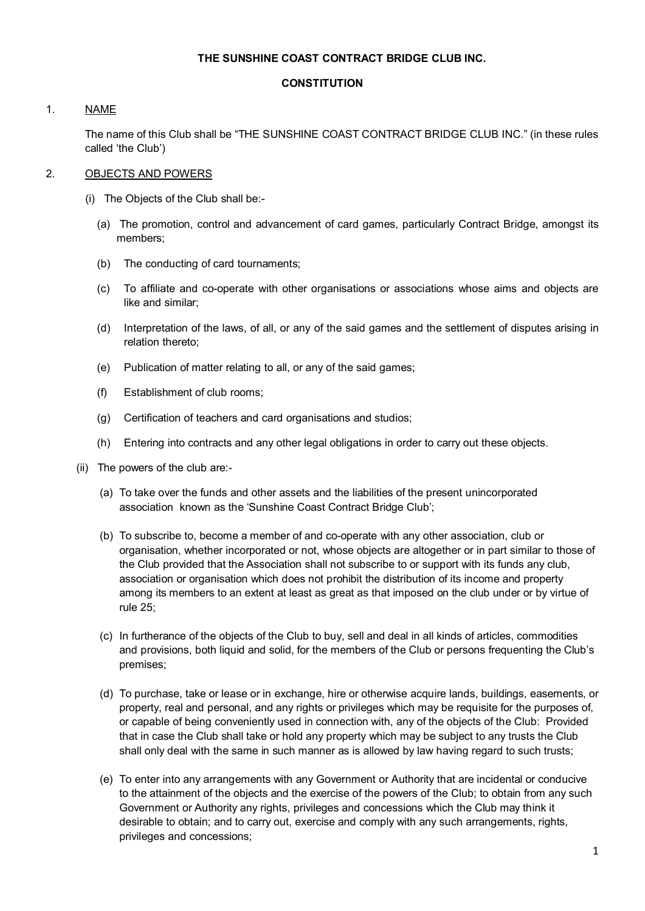# THE SUNSHINE COAST CONTRACT BRIDGE CLUB INC.

## CONSTITUTION

1. <u>NAME</u>

   The name of this Club shall be "THE SUNSHINE COAST CONTRACT BRIDGE CLUB INC." (in these rules called 'the Club')

2. <u>OBJECTS AND POWERS</u>

   (i) The Objects of the Club shall be:-

   (a) The promotion, control and advancement of card games, particularly Contract Bridge, amongst its members;

   (b) The conducting of card tournaments;

   (c) To affiliate and co-operate with other organisations or associations whose aims and objects are like and similar;

   (d) Interpretation of the laws, of all, or any of the said games and the settlement of disputes arising in relation thereto;

   (e) Publication of matter relating to all, or any of the said games;

   (f) Establishment of club rooms;

   (g) Certification of teachers and card organisations and studios;

   (h) Entering into contracts and any other legal obligations in order to carry out these objects.

   (ii) The powers of the club are:-

   (a) To take over the funds and other assets and the liabilities of the present unincorporated association known as the 'Sunshine Coast Contract Bridge Club';

   (b) To subscribe to, become a member of and co-operate with any other association, club or organisation, whether incorporated or not, whose objects are altogether or in part similar to those of the Club provided that the Association shall not subscribe to or support with its funds any club, association or organisation which does not prohibit the distribution of its income and property among its members to an extent at least as great as that imposed on the club under or by virtue of rule 25;

   (c) In furtherance of the objects of the Club to buy, sell and deal in all kinds of articles, commodities and provisions, both liquid and solid, for the members of the Club or persons frequenting the Club's premises;

   (d) To purchase, take or lease or in exchange, hire or otherwise acquire lands, buildings, easements, or property, real and personal, and any rights or privileges which may be requisite for the purposes of, or capable of being conveniently used in connection with, any of the objects of the Club: Provided that in case the Club shall take or hold any property which may be subject to any trusts the Club shall only deal with the same in such manner as is allowed by law having regard to such trusts;

   (e) To enter into any arrangements with any Government or Authority that are incidental or conducive to the attainment of the objects and the exercise of the powers of the Club; to obtain from any such Government or Authority any rights, privileges and concessions which the Club may think it desirable to obtain; and to carry out, exercise and comply with any such arrangements, rights, privileges and concessions;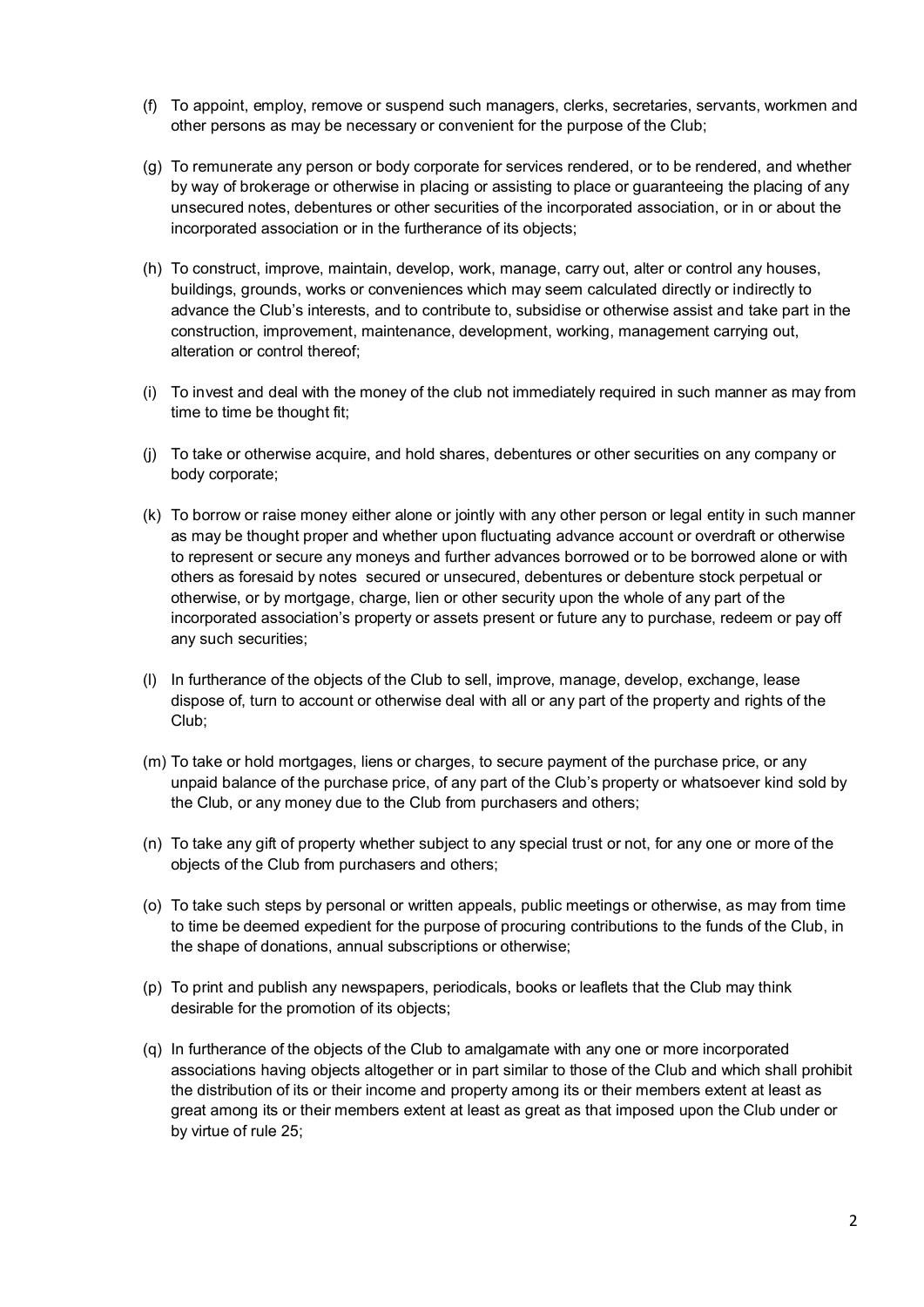(f) To appoint, employ, remove or suspend such managers, clerks, secretaries, servants, workmen and other persons as may be necessary or convenient for the purpose of the Club;

(g) To remunerate any person or body corporate for services rendered, or to be rendered, and whether by way of brokerage or otherwise in placing or assisting to place or guaranteeing the placing of any unsecured notes, debentures or other securities of the incorporated association, or in or about the incorporated association or in the furtherance of its objects;

(h) To construct, improve, maintain, develop, work, manage, carry out, alter or control any houses, buildings, grounds, works or conveniences which may seem calculated directly or indirectly to advance the Club's interests, and to contribute to, subsidise or otherwise assist and take part in the construction, improvement, maintenance, development, working, management carrying out, alteration or control thereof;

(i) To invest and deal with the money of the club not immediately required in such manner as may from time to time be thought fit;

(j) To take or otherwise acquire, and hold shares, debentures or other securities on any company or body corporate;

(k) To borrow or raise money either alone or jointly with any other person or legal entity in such manner as may be thought proper and whether upon fluctuating advance account or overdraft or otherwise to represent or secure any moneys and further advances borrowed or to be borrowed alone or with others as foresaid by notes secured or unsecured, debentures or debenture stock perpetual or otherwise, or by mortgage, charge, lien or other security upon the whole of any part of the incorporated association's property or assets present or future any to purchase, redeem or pay off any such securities;

(l) In furtherance of the objects of the Club to sell, improve, manage, develop, exchange, lease dispose of, turn to account or otherwise deal with all or any part of the property and rights of the Club;

(m) To take or hold mortgages, liens or charges, to secure payment of the purchase price, or any unpaid balance of the purchase price, of any part of the Club's property or whatsoever kind sold by the Club, or any money due to the Club from purchasers and others;

(n) To take any gift of property whether subject to any special trust or not, for any one or more of the objects of the Club from purchasers and others;

(o) To take such steps by personal or written appeals, public meetings or otherwise, as may from time to time be deemed expedient for the purpose of procuring contributions to the funds of the Club, in the shape of donations, annual subscriptions or otherwise;

(p) To print and publish any newspapers, periodicals, books or leaflets that the Club may think desirable for the promotion of its objects;

(q) In furtherance of the objects of the Club to amalgamate with any one or more incorporated associations having objects altogether or in part similar to those of the Club and which shall prohibit the distribution of its or their income and property among its or their members extent at least as great among its or their members extent at least as great as that imposed upon the Club under or by virtue of rule 25;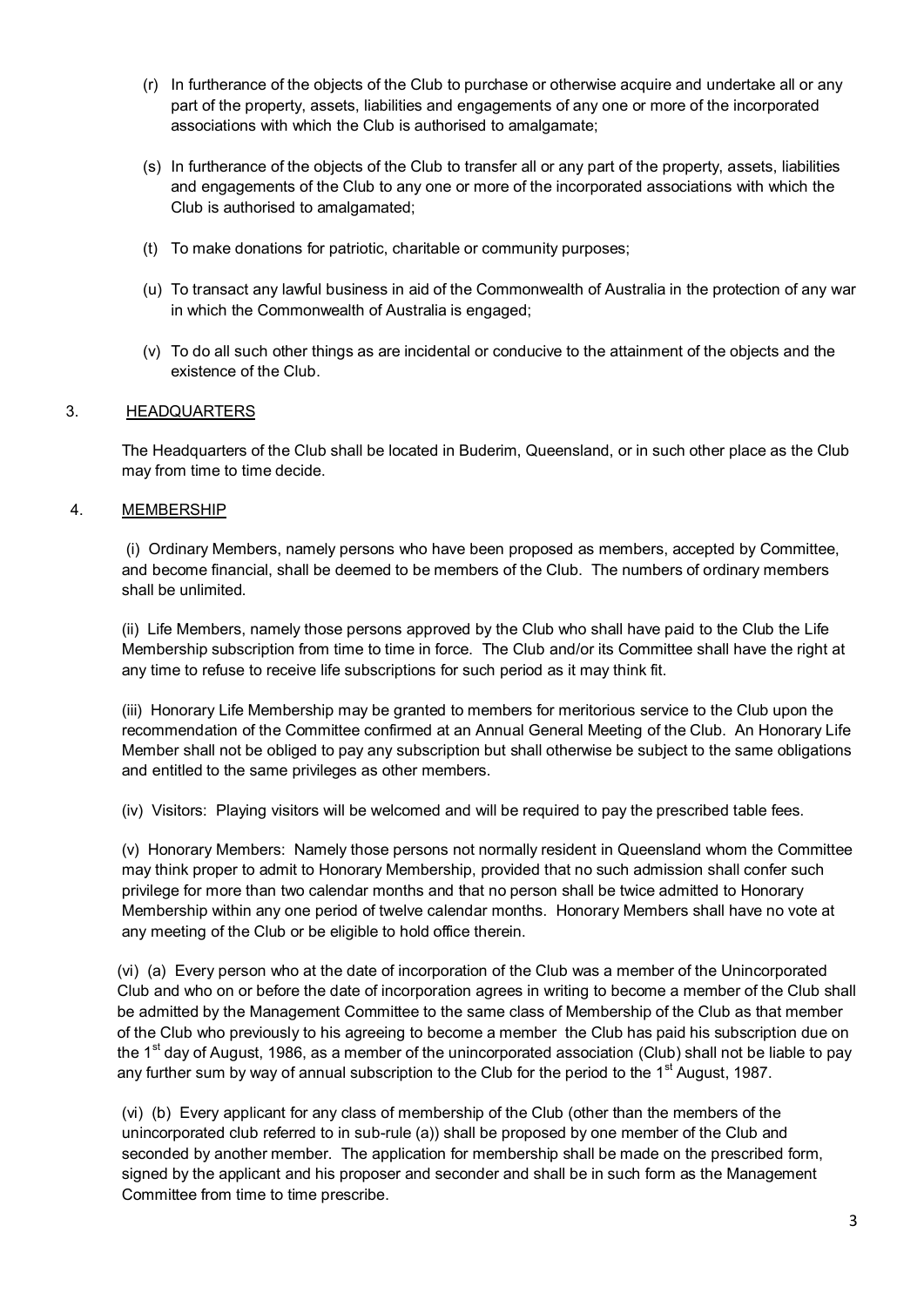(r) In furtherance of the objects of the Club to purchase or otherwise acquire and undertake all or any part of the property, assets, liabilities and engagements of any one or more of the incorporated associations with which the Club is authorised to amalgamate;

(s) In furtherance of the objects of the Club to transfer all or any part of the property, assets, liabilities and engagements of the Club to any one or more of the incorporated associations with which the Club is authorised to amalgamated;

(t) To make donations for patriotic, charitable or community purposes;

(u) To transact any lawful business in aid of the Commonwealth of Australia in the protection of any war in which the Commonwealth of Australia is engaged;

(v) To do all such other things as are incidental or conducive to the attainment of the objects and the existence of the Club.

## 3. HEADQUARTERS

The Headquarters of the Club shall be located in Buderim, Queensland, or in such other place as the Club may from time to time decide.

## 4. MEMBERSHIP

(i) Ordinary Members, namely persons who have been proposed as members, accepted by Committee, and become financial, shall be deemed to be members of the Club. The numbers of ordinary members shall be unlimited.

(ii) Life Members, namely those persons approved by the Club who shall have paid to the Club the Life Membership subscription from time to time in force. The Club and/or its Committee shall have the right at any time to refuse to receive life subscriptions for such period as it may think fit.

(iii) Honorary Life Membership may be granted to members for meritorious service to the Club upon the recommendation of the Committee confirmed at an Annual General Meeting of the Club. An Honorary Life Member shall not be obliged to pay any subscription but shall otherwise be subject to the same obligations and entitled to the same privileges as other members.

(iv) Visitors: Playing visitors will be welcomed and will be required to pay the prescribed table fees.

(v) Honorary Members: Namely those persons not normally resident in Queensland whom the Committee may think proper to admit to Honorary Membership, provided that no such admission shall confer such privilege for more than two calendar months and that no person shall be twice admitted to Honorary Membership within any one period of twelve calendar months. Honorary Members shall have no vote at any meeting of the Club or be eligible to hold office therein.

(vi) (a) Every person who at the date of incorporation of the Club was a member of the Unincorporated Club and who on or before the date of incorporation agrees in writing to become a member of the Club shall be admitted by the Management Committee to the same class of Membership of the Club as that member of the Club who previously to his agreeing to become a member the Club has paid his subscription due on the 1st day of August, 1986, as a member of the unincorporated association (Club) shall not be liable to pay any further sum by way of annual subscription to the Club for the period to the 1st August, 1987.

(vi) (b) Every applicant for any class of membership of the Club (other than the members of the unincorporated club referred to in sub-rule (a)) shall be proposed by one member of the Club and seconded by another member. The application for membership shall be made on the prescribed form, signed by the applicant and his proposer and seconder and shall be in such form as the Management Committee from time to time prescribe.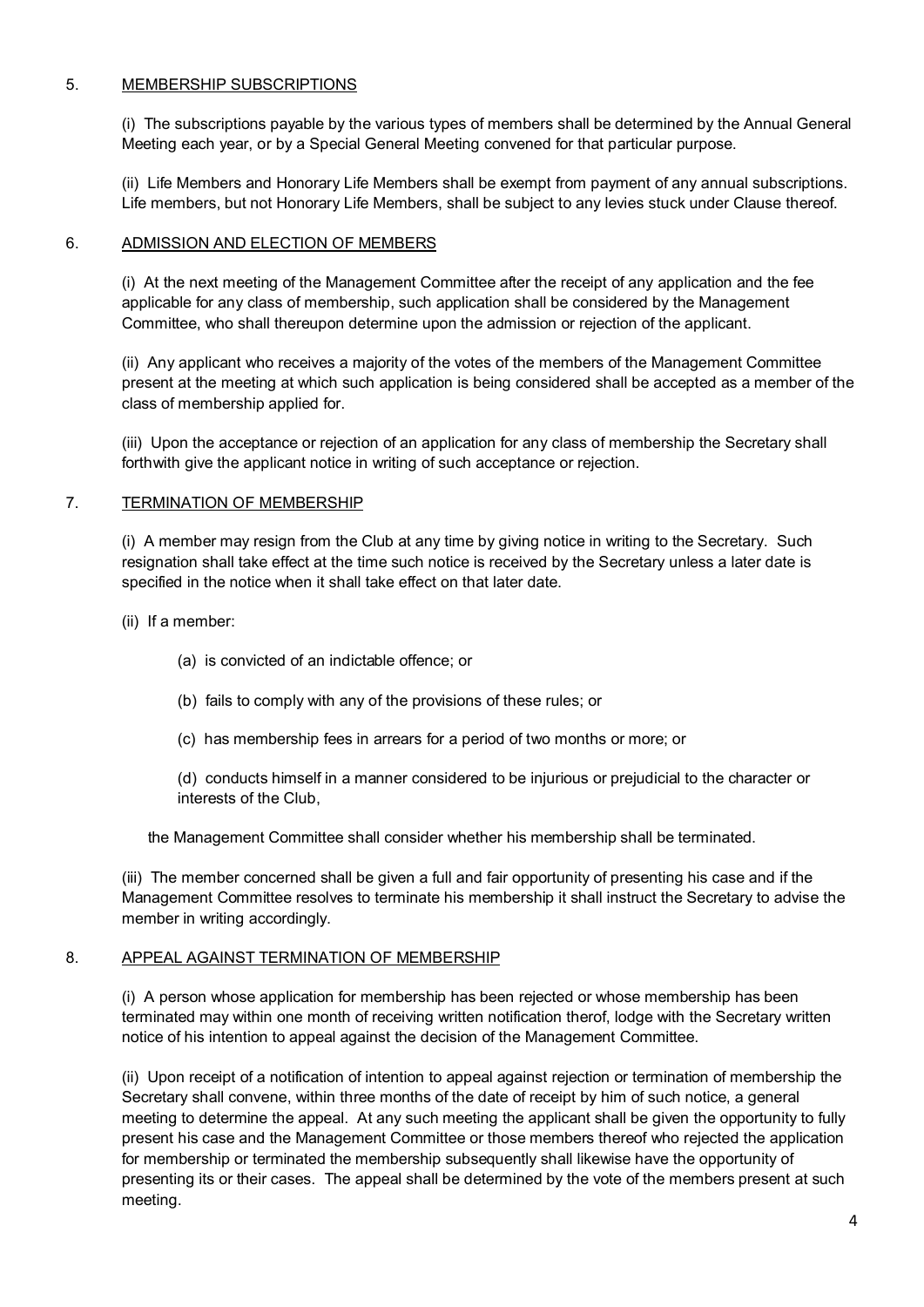## 5. MEMBERSHIP SUBSCRIPTIONS

(i) The subscriptions payable by the various types of members shall be determined by the Annual General Meeting each year, or by a Special General Meeting convened for that particular purpose.

(ii) Life Members and Honorary Life Members shall be exempt from payment of any annual subscriptions. Life members, but not Honorary Life Members, shall be subject to any levies stuck under Clause thereof.

## 6. ADMISSION AND ELECTION OF MEMBERS

(i) At the next meeting of the Management Committee after the receipt of any application and the fee applicable for any class of membership, such application shall be considered by the Management Committee, who shall thereupon determine upon the admission or rejection of the applicant.

(ii) Any applicant who receives a majority of the votes of the members of the Management Committee present at the meeting at which such application is being considered shall be accepted as a member of the class of membership applied for.

(iii) Upon the acceptance or rejection of an application for any class of membership the Secretary shall forthwith give the applicant notice in writing of such acceptance or rejection.

## 7. TERMINATION OF MEMBERSHIP

(i) A member may resign from the Club at any time by giving notice in writing to the Secretary. Such resignation shall take effect at the time such notice is received by the Secretary unless a later date is specified in the notice when it shall take effect on that later date.

(ii) If a member:

(a) is convicted of an indictable offence; or

(b) fails to comply with any of the provisions of these rules; or

(c) has membership fees in arrears for a period of two months or more; or

(d) conducts himself in a manner considered to be injurious or prejudicial to the character or interests of the Club,

the Management Committee shall consider whether his membership shall be terminated.

(iii) The member concerned shall be given a full and fair opportunity of presenting his case and if the Management Committee resolves to terminate his membership it shall instruct the Secretary to advise the member in writing accordingly.

## 8. APPEAL AGAINST TERMINATION OF MEMBERSHIP

(i) A person whose application for membership has been rejected or whose membership has been terminated may within one month of receiving written notification therof, lodge with the Secretary written notice of his intention to appeal against the decision of the Management Committee.

(ii) Upon receipt of a notification of intention to appeal against rejection or termination of membership the Secretary shall convene, within three months of the date of receipt by him of such notice, a general meeting to determine the appeal. At any such meeting the applicant shall be given the opportunity to fully present his case and the Management Committee or those members thereof who rejected the application for membership or terminated the membership subsequently shall likewise have the opportunity of presenting its or their cases. The appeal shall be determined by the vote of the members present at such meeting.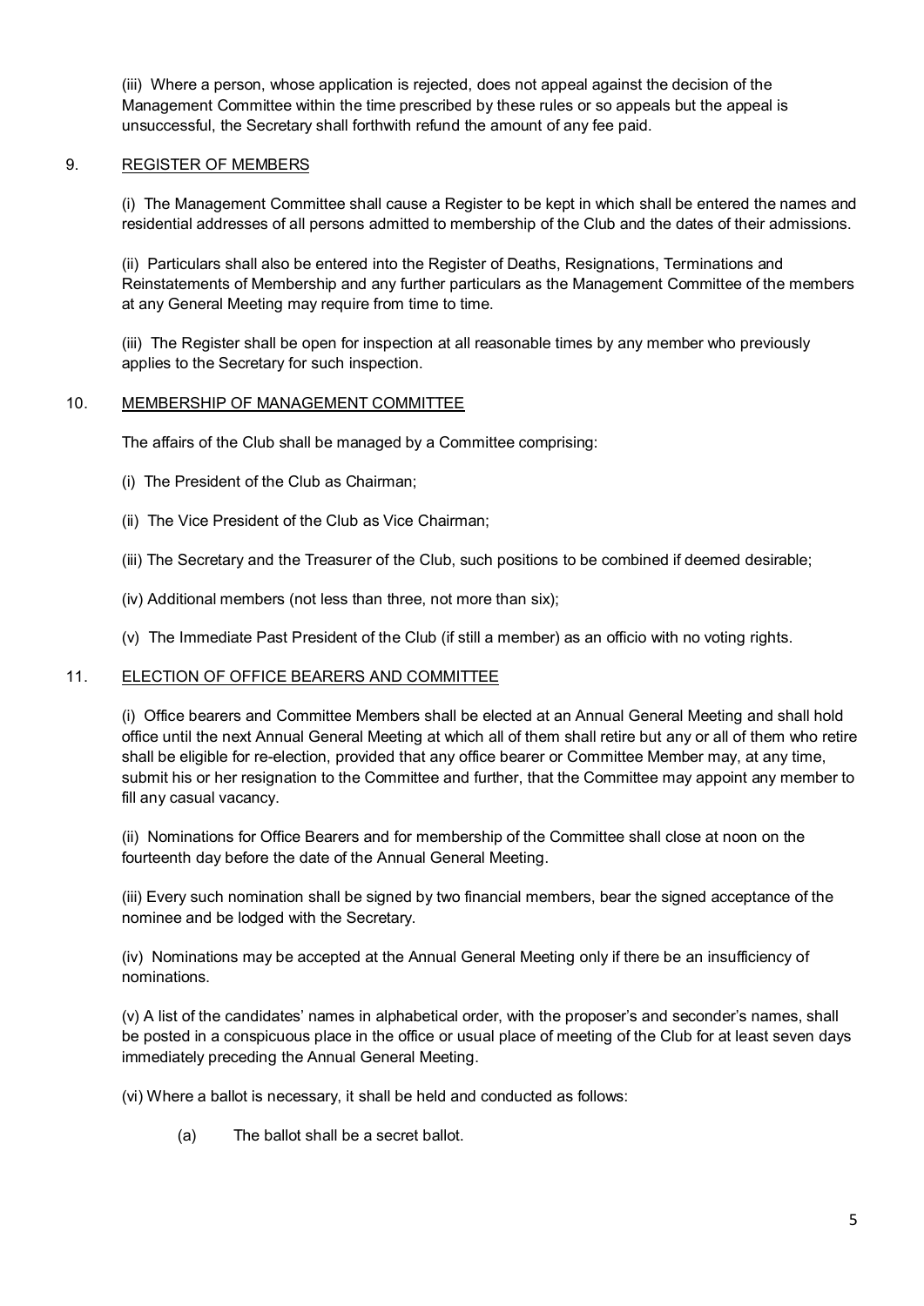(iii) Where a person, whose application is rejected, does not appeal against the decision of the Management Committee within the time prescribed by these rules or so appeals but the appeal is unsuccessful, the Secretary shall forthwith refund the amount of any fee paid.

## 9. REGISTER OF MEMBERS

(i) The Management Committee shall cause a Register to be kept in which shall be entered the names and residential addresses of all persons admitted to membership of the Club and the dates of their admissions.

(ii) Particulars shall also be entered into the Register of Deaths, Resignations, Terminations and Reinstatements of Membership and any further particulars as the Management Committee of the members at any General Meeting may require from time to time.

(iii) The Register shall be open for inspection at all reasonable times by any member who previously applies to the Secretary for such inspection.

## 10. MEMBERSHIP OF MANAGEMENT COMMITTEE

The affairs of the Club shall be managed by a Committee comprising:

(i) The President of the Club as Chairman;

(ii) The Vice President of the Club as Vice Chairman;

(iii) The Secretary and the Treasurer of the Club, such positions to be combined if deemed desirable;

(iv) Additional members (not less than three, not more than six);

(v) The Immediate Past President of the Club (if still a member) as an officio with no voting rights.

## 11. ELECTION OF OFFICE BEARERS AND COMMITTEE

(i) Office bearers and Committee Members shall be elected at an Annual General Meeting and shall hold office until the next Annual General Meeting at which all of them shall retire but any or all of them who retire shall be eligible for re-election, provided that any office bearer or Committee Member may, at any time, submit his or her resignation to the Committee and further, that the Committee may appoint any member to fill any casual vacancy.

(ii) Nominations for Office Bearers and for membership of the Committee shall close at noon on the fourteenth day before the date of the Annual General Meeting.

(iii) Every such nomination shall be signed by two financial members, bear the signed acceptance of the nominee and be lodged with the Secretary.

(iv) Nominations may be accepted at the Annual General Meeting only if there be an insufficiency of nominations.

(v) A list of the candidates' names in alphabetical order, with the proposer's and seconder's names, shall be posted in a conspicuous place in the office or usual place of meeting of the Club for at least seven days immediately preceding the Annual General Meeting.

(vi) Where a ballot is necessary, it shall be held and conducted as follows:

(a) The ballot shall be a secret ballot.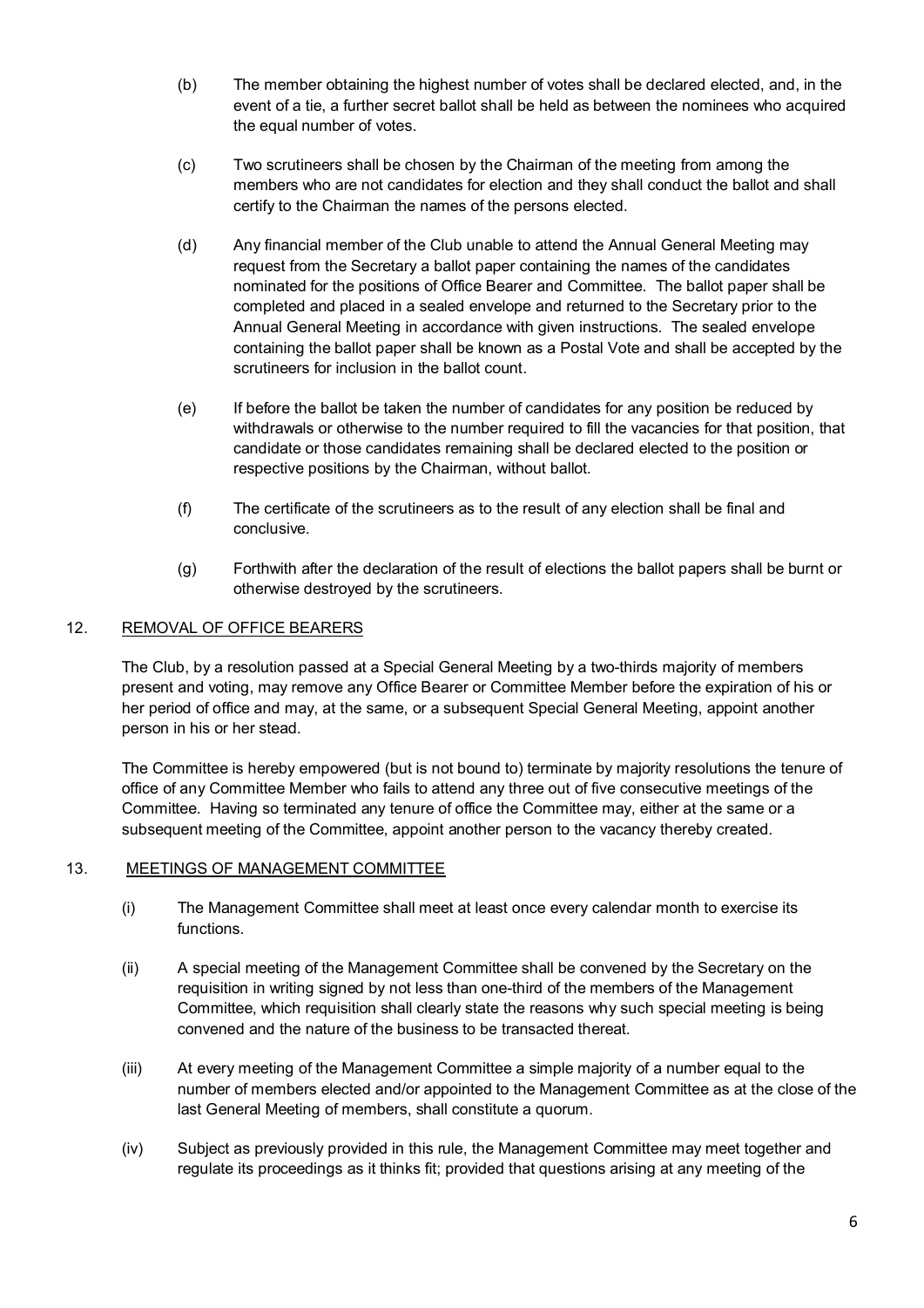(b) The member obtaining the highest number of votes shall be declared elected, and, in the event of a tie, a further secret ballot shall be held as between the nominees who acquired the equal number of votes.

(c) Two scrutineers shall be chosen by the Chairman of the meeting from among the members who are not candidates for election and they shall conduct the ballot and shall certify to the Chairman the names of the persons elected.

(d) Any financial member of the Club unable to attend the Annual General Meeting may request from the Secretary a ballot paper containing the names of the candidates nominated for the positions of Office Bearer and Committee. The ballot paper shall be completed and placed in a sealed envelope and returned to the Secretary prior to the Annual General Meeting in accordance with given instructions. The sealed envelope containing the ballot paper shall be known as a Postal Vote and shall be accepted by the scrutineers for inclusion in the ballot count.

(e) If before the ballot be taken the number of candidates for any position be reduced by withdrawals or otherwise to the number required to fill the vacancies for that position, that candidate or those candidates remaining shall be declared elected to the position or respective positions by the Chairman, without ballot.

(f) The certificate of the scrutineers as to the result of any election shall be final and conclusive.

(g) Forthwith after the declaration of the result of elections the ballot papers shall be burnt or otherwise destroyed by the scrutineers.

## 12. REMOVAL OF OFFICE BEARERS

The Club, by a resolution passed at a Special General Meeting by a two-thirds majority of members present and voting, may remove any Office Bearer or Committee Member before the expiration of his or her period of office and may, at the same, or a subsequent Special General Meeting, appoint another person in his or her stead.

The Committee is hereby empowered (but is not bound to) terminate by majority resolutions the tenure of office of any Committee Member who fails to attend any three out of five consecutive meetings of the Committee. Having so terminated any tenure of office the Committee may, either at the same or a subsequent meeting of the Committee, appoint another person to the vacancy thereby created.

## 13. MEETINGS OF MANAGEMENT COMMITTEE

(i) The Management Committee shall meet at least once every calendar month to exercise its functions.

(ii) A special meeting of the Management Committee shall be convened by the Secretary on the requisition in writing signed by not less than one-third of the members of the Management Committee, which requisition shall clearly state the reasons why such special meeting is being convened and the nature of the business to be transacted thereat.

(iii) At every meeting of the Management Committee a simple majority of a number equal to the number of members elected and/or appointed to the Management Committee as at the close of the last General Meeting of members, shall constitute a quorum.

(iv) Subject as previously provided in this rule, the Management Committee may meet together and regulate its proceedings as it thinks fit; provided that questions arising at any meeting of the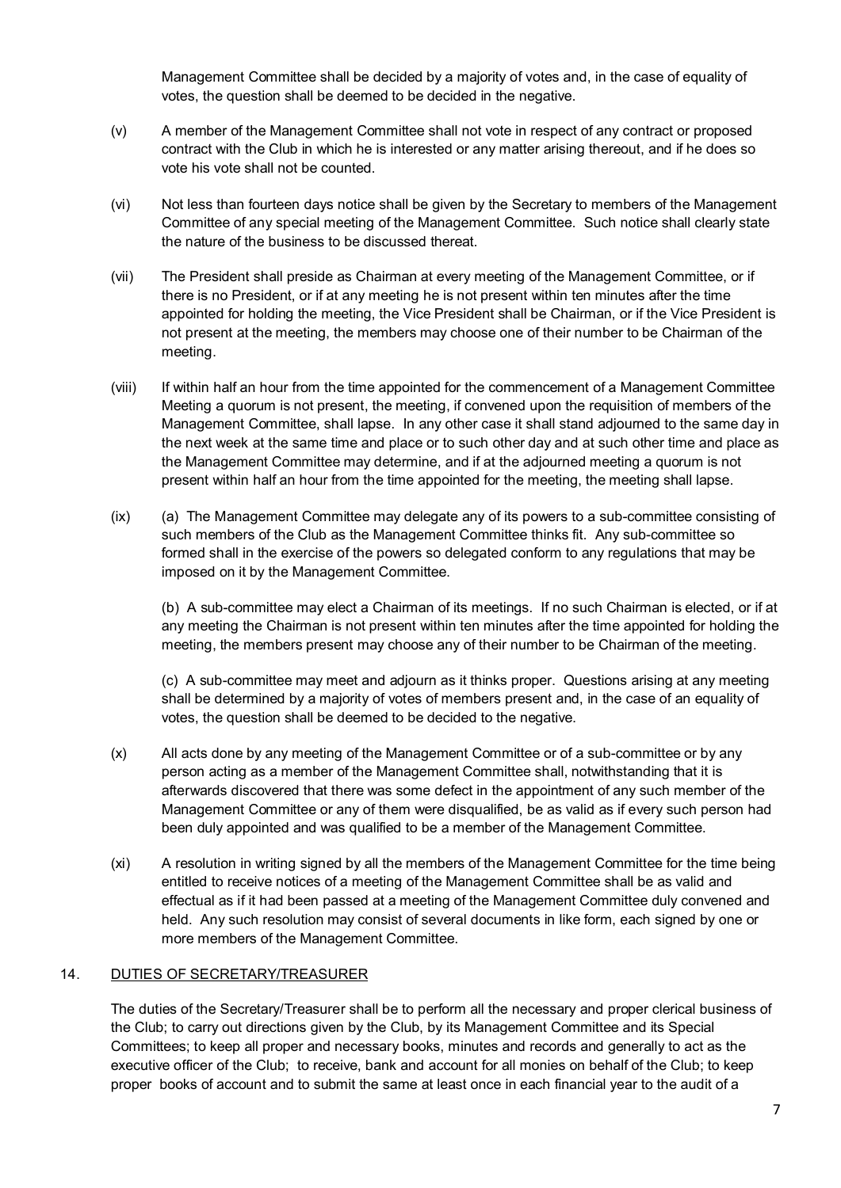Management Committee shall be decided by a majority of votes and, in the case of equality of votes, the question shall be deemed to be decided in the negative.

(v) A member of the Management Committee shall not vote in respect of any contract or proposed contract with the Club in which he is interested or any matter arising thereout, and if he does so vote his vote shall not be counted.

(vi) Not less than fourteen days notice shall be given by the Secretary to members of the Management Committee of any special meeting of the Management Committee. Such notice shall clearly state the nature of the business to be discussed thereat.

(vii) The President shall preside as Chairman at every meeting of the Management Committee, or if there is no President, or if at any meeting he is not present within ten minutes after the time appointed for holding the meeting, the Vice President shall be Chairman, or if the Vice President is not present at the meeting, the members may choose one of their number to be Chairman of the meeting.

(viii) If within half an hour from the time appointed for the commencement of a Management Committee Meeting a quorum is not present, the meeting, if convened upon the requisition of members of the Management Committee, shall lapse. In any other case it shall stand adjourned to the same day in the next week at the same time and place or to such other day and at such other time and place as the Management Committee may determine, and if at the adjourned meeting a quorum is not present within half an hour from the time appointed for the meeting, the meeting shall lapse.

(ix) (a) The Management Committee may delegate any of its powers to a sub-committee consisting of such members of the Club as the Management Committee thinks fit. Any sub-committee so formed shall in the exercise of the powers so delegated conform to any regulations that may be imposed on it by the Management Committee.

(b) A sub-committee may elect a Chairman of its meetings. If no such Chairman is elected, or if at any meeting the Chairman is not present within ten minutes after the time appointed for holding the meeting, the members present may choose any of their number to be Chairman of the meeting.

(c) A sub-committee may meet and adjourn as it thinks proper. Questions arising at any meeting shall be determined by a majority of votes of members present and, in the case of an equality of votes, the question shall be deemed to be decided to the negative.

(x) All acts done by any meeting of the Management Committee or of a sub-committee or by any person acting as a member of the Management Committee shall, notwithstanding that it is afterwards discovered that there was some defect in the appointment of any such member of the Management Committee or any of them were disqualified, be as valid as if every such person had been duly appointed and was qualified to be a member of the Management Committee.

(xi) A resolution in writing signed by all the members of the Management Committee for the time being entitled to receive notices of a meeting of the Management Committee shall be as valid and effectual as if it had been passed at a meeting of the Management Committee duly convened and held. Any such resolution may consist of several documents in like form, each signed by one or more members of the Management Committee.

## 14. DUTIES OF SECRETARY/TREASURER

The duties of the Secretary/Treasurer shall be to perform all the necessary and proper clerical business of the Club; to carry out directions given by the Club, by its Management Committee and its Special Committees; to keep all proper and necessary books, minutes and records and generally to act as the executive officer of the Club; to receive, bank and account for all monies on behalf of the Club; to keep proper books of account and to submit the same at least once in each financial year to the audit of a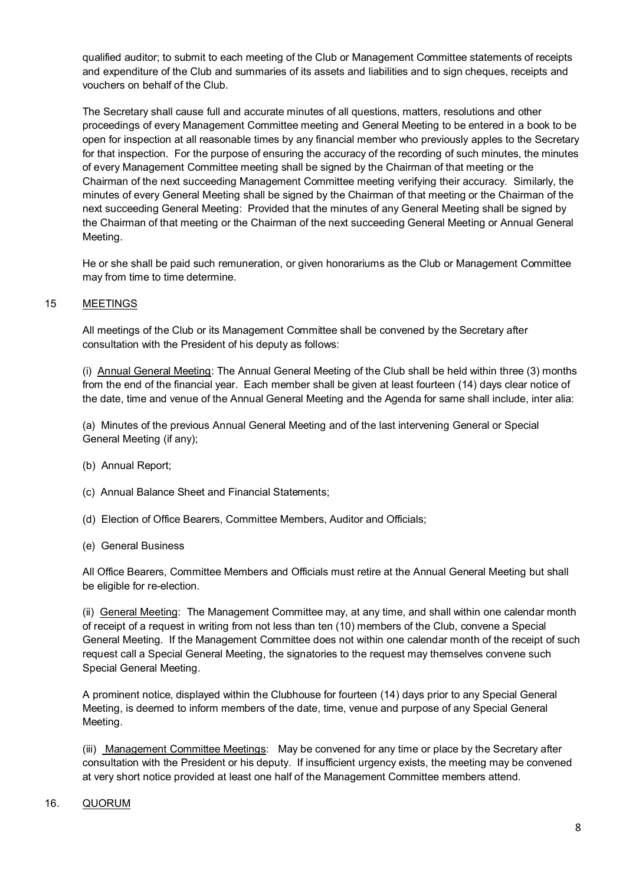qualified auditor; to submit to each meeting of the Club or Management Committee statements of receipts and expenditure of the Club and summaries of its assets and liabilities and to sign cheques, receipts and vouchers on behalf of the Club.

The Secretary shall cause full and accurate minutes of all questions, matters, resolutions and other proceedings of every Management Committee meeting and General Meeting to be entered in a book to be open for inspection at all reasonable times by any financial member who previously apples to the Secretary for that inspection. For the purpose of ensuring the accuracy of the recording of such minutes, the minutes of every Management Committee meeting shall be signed by the Chairman of that meeting or the Chairman of the next succeeding Management Committee meeting verifying their accuracy. Similarly, the minutes of every General Meeting shall be signed by the Chairman of that meeting or the Chairman of the next succeeding General Meeting: Provided that the minutes of any General Meeting shall be signed by the Chairman of that meeting or the Chairman of the next succeeding General Meeting or Annual General Meeting.

He or she shall be paid such remuneration, or given honorariums as the Club or Management Committee may from time to time determine.

## 15 MEETINGS

All meetings of the Club or its Management Committee shall be convened by the Secretary after consultation with the President of his deputy as follows:

(i) Annual General Meeting: The Annual General Meeting of the Club shall be held within three (3) months from the end of the financial year. Each member shall be given at least fourteen (14) days clear notice of the date, time and venue of the Annual General Meeting and the Agenda for same shall include, inter alia:

(a) Minutes of the previous Annual General Meeting and of the last intervening General or Special General Meeting (if any);

(b) Annual Report;

(c) Annual Balance Sheet and Financial Statements;

(d) Election of Office Bearers, Committee Members, Auditor and Officials;

(e) General Business

All Office Bearers, Committee Members and Officials must retire at the Annual General Meeting but shall be eligible for re-election.

(ii) General Meeting: The Management Committee may, at any time, and shall within one calendar month of receipt of a request in writing from not less than ten (10) members of the Club, convene a Special General Meeting. If the Management Committee does not within one calendar month of the receipt of such request call a Special General Meeting, the signatories to the request may themselves convene such Special General Meeting.

A prominent notice, displayed within the Clubhouse for fourteen (14) days prior to any Special General Meeting, is deemed to inform members of the date, time, venue and purpose of any Special General Meeting.

(iii) Management Committee Meetings: May be convened for any time or place by the Secretary after consultation with the President or his deputy. If insufficient urgency exists, the meeting may be convened at very short notice provided at least one half of the Management Committee members attend.

## 16. QUORUM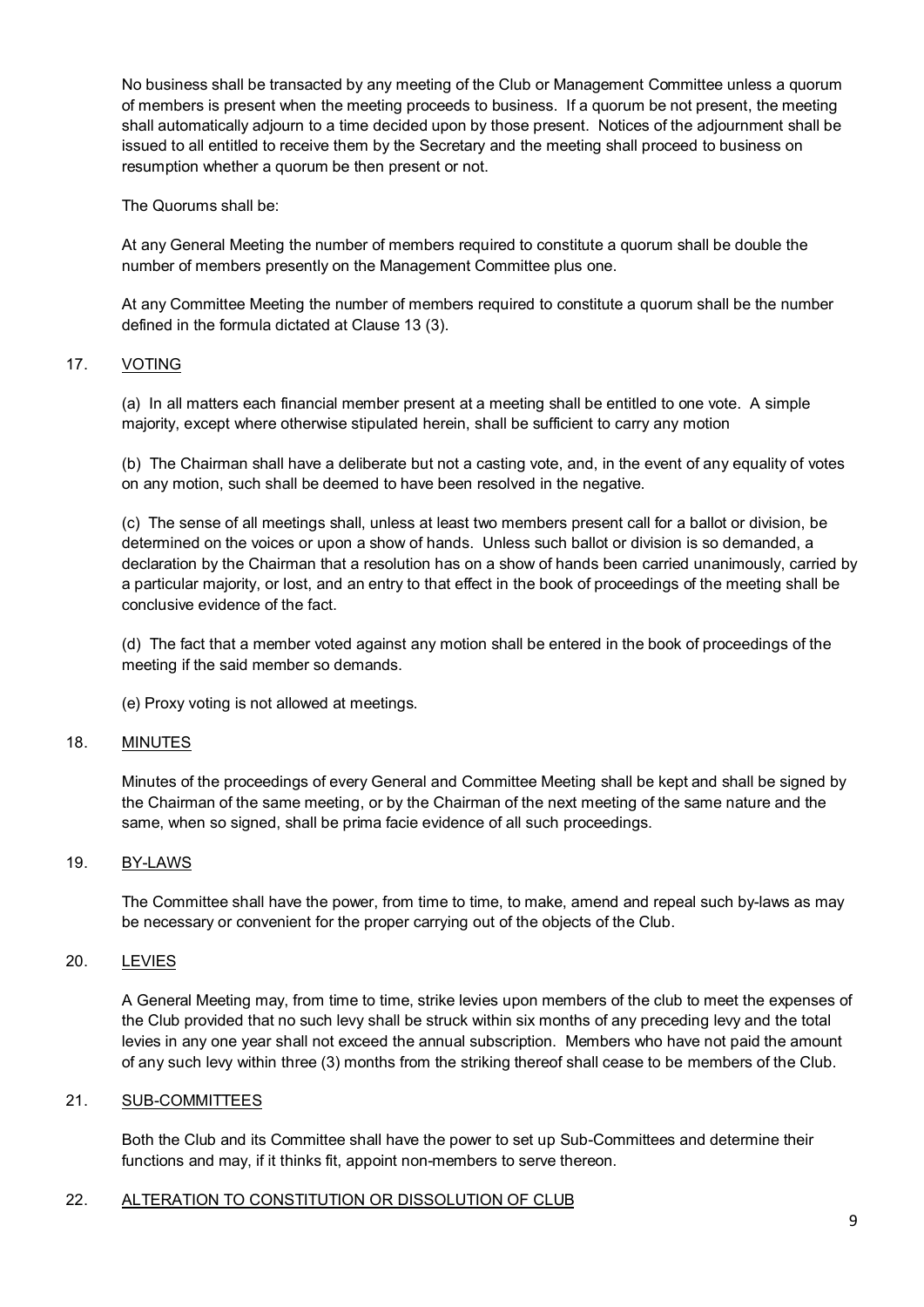No business shall be transacted by any meeting of the Club or Management Committee unless a quorum of members is present when the meeting proceeds to business. If a quorum be not present, the meeting shall automatically adjourn to a time decided upon by those present. Notices of the adjournment shall be issued to all entitled to receive them by the Secretary and the meeting shall proceed to business on resumption whether a quorum be then present or not.

The Quorums shall be:

At any General Meeting the number of members required to constitute a quorum shall be double the number of members presently on the Management Committee plus one.

At any Committee Meeting the number of members required to constitute a quorum shall be the number defined in the formula dictated at Clause 13 (3).

## 17. VOTING

(a) In all matters each financial member present at a meeting shall be entitled to one vote. A simple majority, except where otherwise stipulated herein, shall be sufficient to carry any motion

(b) The Chairman shall have a deliberate but not a casting vote, and, in the event of any equality of votes on any motion, such shall be deemed to have been resolved in the negative.

(c) The sense of all meetings shall, unless at least two members present call for a ballot or division, be determined on the voices or upon a show of hands. Unless such ballot or division is so demanded, a declaration by the Chairman that a resolution has on a show of hands been carried unanimously, carried by a particular majority, or lost, and an entry to that effect in the book of proceedings of the meeting shall be conclusive evidence of the fact.

(d) The fact that a member voted against any motion shall be entered in the book of proceedings of the meeting if the said member so demands.

(e) Proxy voting is not allowed at meetings.

## 18. MINUTES

Minutes of the proceedings of every General and Committee Meeting shall be kept and shall be signed by the Chairman of the same meeting, or by the Chairman of the next meeting of the same nature and the same, when so signed, shall be prima facie evidence of all such proceedings.

## 19. BY-LAWS

The Committee shall have the power, from time to time, to make, amend and repeal such by-laws as may be necessary or convenient for the proper carrying out of the objects of the Club.

## 20. LEVIES

A General Meeting may, from time to time, strike levies upon members of the club to meet the expenses of the Club provided that no such levy shall be struck within six months of any preceding levy and the total levies in any one year shall not exceed the annual subscription. Members who have not paid the amount of any such levy within three (3) months from the striking thereof shall cease to be members of the Club.

## 21. SUB-COMMITTEES

Both the Club and its Committee shall have the power to set up Sub-Committees and determine their functions and may, if it thinks fit, appoint non-members to serve thereon.

## 22. ALTERATION TO CONSTITUTION OR DISSOLUTION OF CLUB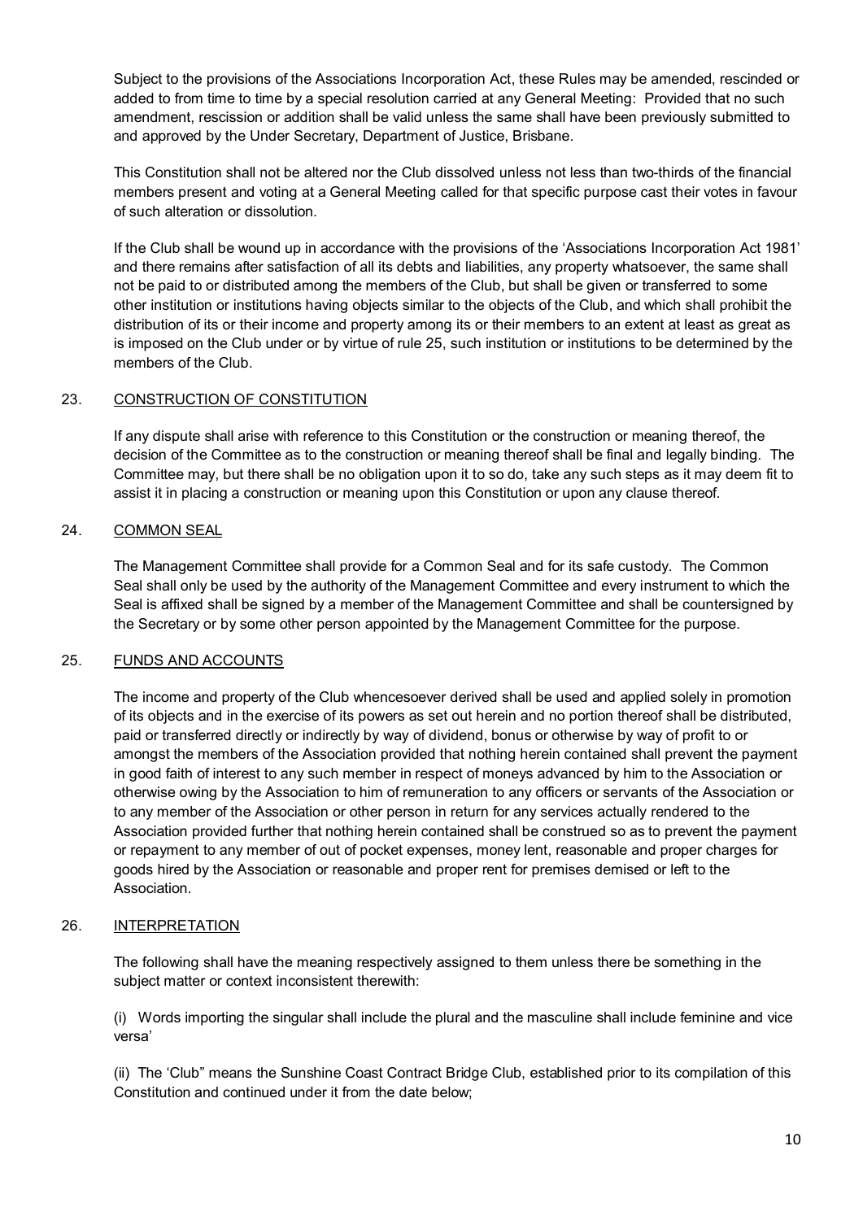Subject to the provisions of the Associations Incorporation Act, these Rules may be amended, rescinded or added to from time to time by a special resolution carried at any General Meeting: Provided that no such amendment, rescission or addition shall be valid unless the same shall have been previously submitted to and approved by the Under Secretary, Department of Justice, Brisbane.

This Constitution shall not be altered nor the Club dissolved unless not less than two-thirds of the financial members present and voting at a General Meeting called for that specific purpose cast their votes in favour of such alteration or dissolution.

If the Club shall be wound up in accordance with the provisions of the 'Associations Incorporation Act 1981' and there remains after satisfaction of all its debts and liabilities, any property whatsoever, the same shall not be paid to or distributed among the members of the Club, but shall be given or transferred to some other institution or institutions having objects similar to the objects of the Club, and which shall prohibit the distribution of its or their income and property among its or their members to an extent at least as great as is imposed on the Club under or by virtue of rule 25, such institution or institutions to be determined by the members of the Club.

## 23. CONSTRUCTION OF CONSTITUTION

If any dispute shall arise with reference to this Constitution or the construction or meaning thereof, the decision of the Committee as to the construction or meaning thereof shall be final and legally binding. The Committee may, but there shall be no obligation upon it to so do, take any such steps as it may deem fit to assist it in placing a construction or meaning upon this Constitution or upon any clause thereof.

## 24. COMMON SEAL

The Management Committee shall provide for a Common Seal and for its safe custody. The Common Seal shall only be used by the authority of the Management Committee and every instrument to which the Seal is affixed shall be signed by a member of the Management Committee and shall be countersigned by the Secretary or by some other person appointed by the Management Committee for the purpose.

## 25. FUNDS AND ACCOUNTS

The income and property of the Club whencesoever derived shall be used and applied solely in promotion of its objects and in the exercise of its powers as set out herein and no portion thereof shall be distributed, paid or transferred directly or indirectly by way of dividend, bonus or otherwise by way of profit to or amongst the members of the Association provided that nothing herein contained shall prevent the payment in good faith of interest to any such member in respect of moneys advanced by him to the Association or otherwise owing by the Association to him of remuneration to any officers or servants of the Association or to any member of the Association or other person in return for any services actually rendered to the Association provided further that nothing herein contained shall be construed so as to prevent the payment or repayment to any member of out of pocket expenses, money lent, reasonable and proper charges for goods hired by the Association or reasonable and proper rent for premises demised or left to the Association.

## 26. INTERPRETATION

The following shall have the meaning respectively assigned to them unless there be something in the subject matter or context inconsistent therewith:

(i) Words importing the singular shall include the plural and the masculine shall include feminine and vice versa'

(ii) The 'Club" means the Sunshine Coast Contract Bridge Club, established prior to its compilation of this Constitution and continued under it from the date below;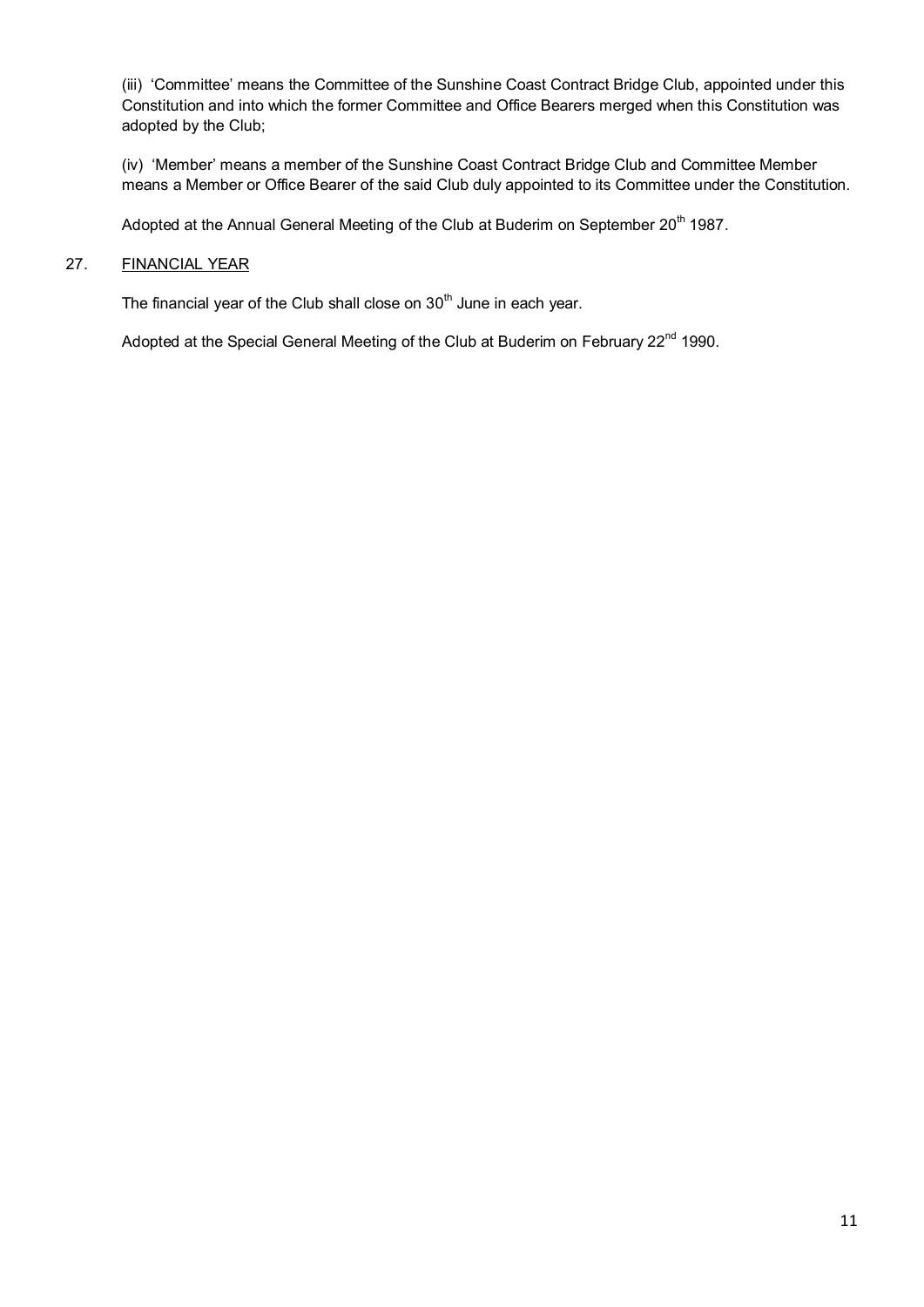(iii) 'Committee' means the Committee of the Sunshine Coast Contract Bridge Club, appointed under this Constitution and into which the former Committee and Office Bearers merged when this Constitution was adopted by the Club;

(iv) 'Member' means a member of the Sunshine Coast Contract Bridge Club and Committee Member means a Member or Office Bearer of the said Club duly appointed to its Committee under the Constitution.

Adopted at the Annual General Meeting of the Club at Buderim on September 20th 1987.

## 27. FINANCIAL YEAR

The financial year of the Club shall close on 30th June in each year.

Adopted at the Special General Meeting of the Club at Buderim on February 22nd 1990.